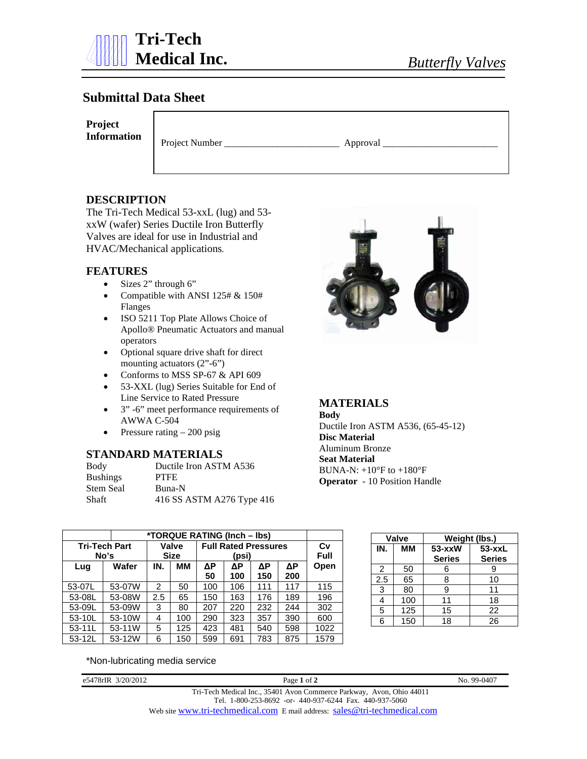# Tri-Tech Medical Inc.

*Butterfly Valves*

## Submittal Data Sheet

**Project Information**

Project Number _______________________ Approval _______________________

## DESCRIPTION

The Tri-Tech Medical 53-xxL (lug) and 53-xxW (wafer) Series Ductile Iron Butterfly Valves are ideal for use in Industrial and HVAC/Mechanical applications.

## FEATURES

- Sizes 2" through 6"
- Compatible with ANSI 125# & 150# Flanges
- ISO 5211 Top Plate Allows Choice of Apollo® Pneumatic Actuators and manual operators
- Optional square drive shaft for direct mounting actuators (2"-6")
- Conforms to MSS SP-67 & API 609
- 53-XXL (lug) Series Suitable for End of Line Service to Rated Pressure
- 3" -6" meet performance requirements of AWWA C-504
- Pressure rating – 200 psig

## STANDARD MATERIALS

| | |
|---|---|
| Body | Ductile Iron ASTM A536 |
| Bushings | PTFE |
| Stem Seal | Buna-N |
| Shaft | 416 SS ASTM A276 Type 416 |

## MATERIALS

**Body**
Ductile Iron ASTM A536, (65-45-12)
**Disc Material**
Aluminum Bronze
**Seat Material**
BUNA-N: +10°F to +180°F
**Operator** - 10 Position Handle

| | | *TORQUE RATING (Inch – lbs) | | | | | | |
|---|---|---|---|---|---|---|---|---|
| Tri-Tech Part No's | | Valve Size | | Full Rated Pressures (psi) | | | | Cv Full Open |
| Lug | Wafer | IN. | MM | ΔP 50 | ΔP 100 | ΔP 150 | ΔP 200 | |
| 53-07L | 53-07W | 2 | 50 | 100 | 106 | 111 | 117 | 115 |
| 53-08L | 53-08W | 2.5 | 65 | 150 | 163 | 176 | 189 | 196 |
| 53-09L | 53-09W | 3 | 80 | 207 | 220 | 232 | 244 | 302 |
| 53-10L | 53-10W | 4 | 100 | 290 | 323 | 357 | 390 | 600 |
| 53-11L | 53-11W | 5 | 125 | 423 | 481 | 540 | 598 | 1022 |
| 53-12L | 53-12W | 6 | 150 | 599 | 691 | 783 | 875 | 1579 |

*Non-lubricating media service

| Valve | | Weight (lbs.) | |
|---|---|---|---|
| IN. | MM | 53-xxW Series | 53-xxL Series |
| 2 | 50 | 6 | 9 |
| 2.5 | 65 | 8 | 10 |
| 3 | 80 | 9 | 11 |
| 4 | 100 | 11 | 18 |
| 5 | 125 | 15 | 22 |
| 6 | 150 | 18 | 26 |

e5478rIR 3/20/2012 No. 99-0407

Tri-Tech Medical Inc., 35401 Avon Commerce Parkway, Avon, Ohio 44011
Tel. 1-800-253-8692 -or- 440-937-6244 Fax. 440-937-5060
Web site www.tri-techmedical.com E mail address: sales@tri-techmedical.com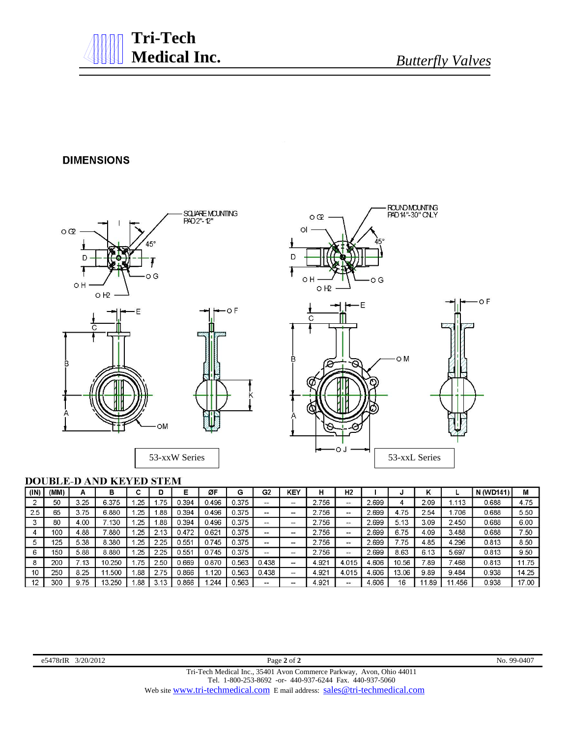## DIMENSIONS

SQUARE MOUNTING PAD 2"- 12"

ROUND MOUNTING PAD 14"-30" ONLY

53-xxW Series

53-xxL Series

### DOUBLE-D AND KEYED STEM

| (IN) | (MM) | A | B | C | D | E | ØF | G | G2 | KEY | H | H2 | I | J | K | L | N (WD141) | M |
|---|---|---|---|---|---|---|---|---|---|---|---|---|---|---|---|---|---|---|
| 2 | 50 | 3.25 | 6.375 | 1.25 | 1.75 | 0.394 | 0.496 | 0.375 | -- | -- | 2.756 | -- | 2.699 | 4 | 2.09 | 1.113 | 0.688 | 4.75 |
| 2.5 | 65 | 3.75 | 6.880 | 1.25 | 1.88 | 0.394 | 0.496 | 0.375 | -- | -- | 2.756 | -- | 2.699 | 4.75 | 2.54 | 1.706 | 0.688 | 5.50 |
| 3 | 80 | 4.00 | 7.130 | 1.25 | 1.88 | 0.394 | 0.496 | 0.375 | -- | -- | 2.756 | -- | 2.699 | 5.13 | 3.09 | 2.450 | 0.688 | 6.00 |
| 4 | 100 | 4.88 | 7.880 | 1.25 | 2.13 | 0.472 | 0.621 | 0.375 | -- | -- | 2.756 | -- | 2.699 | 6.75 | 4.09 | 3.488 | 0.688 | 7.50 |
| 5 | 125 | 5.38 | 8.380 | 1.25 | 2.25 | 0.551 | 0.745 | 0.375 | -- | -- | 2.756 | -- | 2.699 | 7.75 | 4.85 | 4.296 | 0.813 | 8.50 |
| 6 | 150 | 5.88 | 8.880 | 1.25 | 2.25 | 0.551 | 0.745 | 0.375 | -- | -- | 2.756 | -- | 2.699 | 8.63 | 6.13 | 5.697 | 0.813 | 9.50 |
| 8 | 200 | 7.13 | 10.250 | 1.75 | 2.50 | 0.669 | 0.870 | 0.563 | 0.438 | -- | 4.921 | 4.015 | 4.606 | 10.56 | 7.89 | 7.468 | 0.813 | 11.75 |
| 10 | 250 | 8.25 | 11.500 | 1.88 | 2.75 | 0.866 | 1.120 | 0.563 | 0.438 | -- | 4.921 | 4.015 | 4.606 | 13.06 | 9.89 | 9.484 | 0.938 | 14.25 |
| 12 | 300 | 9.75 | 13.250 | 1.88 | 3.13 | 0.866 | 1.244 | 0.563 | -- | -- | 4.921 | -- | 4.606 | 16 | 11.89 | 11.456 | 0.938 | 17.00 |

e5478rIR 3/20/2012 No. 99-0407

Tri-Tech Medical Inc., 35401 Avon Commerce Parkway, Avon, Ohio 44011
Tel. 1-800-253-8692 -or- 440-937-6244 Fax. 440-937-5060
Web site www.tri-techmedical.com E mail address: sales@tri-techmedical.com